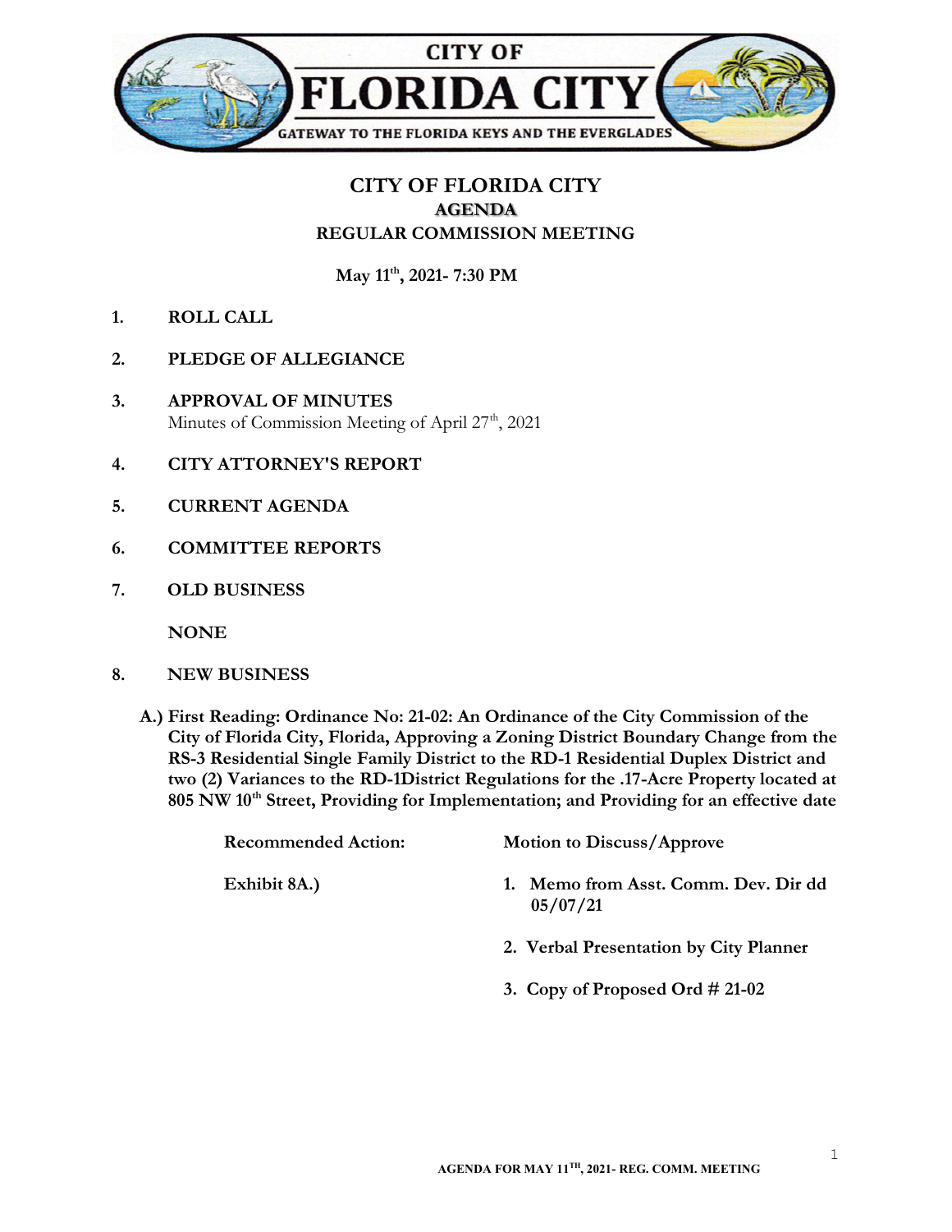CITY OF
# FLORIDA CITY
GATEWAY TO THE FLORIDA KEYS AND THE EVERGLADES

## CITY OF FLORIDA CITY
### AGENDA
### REGULAR COMMISSION MEETING

**May 11th, 2021- 7:30 PM**

1. **ROLL CALL**

2. **PLEDGE OF ALLEGIANCE**

3. **APPROVAL OF MINUTES**
   Minutes of Commission Meeting of April 27th, 2021

4. **CITY ATTORNEY'S REPORT**

5. **CURRENT AGENDA**

6. **COMMITTEE REPORTS**

7. **OLD BUSINESS**

   **NONE**

8. **NEW BUSINESS**

   **A.) First Reading: Ordinance No: 21-02: An Ordinance of the City Commission of the City of Florida City, Florida, Approving a Zoning District Boundary Change from the RS-3 Residential Single Family District to the RD-1 Residential Duplex District and two (2) Variances to the RD-1District Regulations for the .17-Acre Property located at 805 NW 10th Street, Providing for Implementation; and Providing for an effective date**

   **Recommended Action:** **Motion to Discuss/Approve**

   **Exhibit 8A.)**
   1. **Memo from Asst. Comm. Dev. Dir dd 05/07/21**
   2. **Verbal Presentation by City Planner**
   3. **Copy of Proposed Ord # 21-02**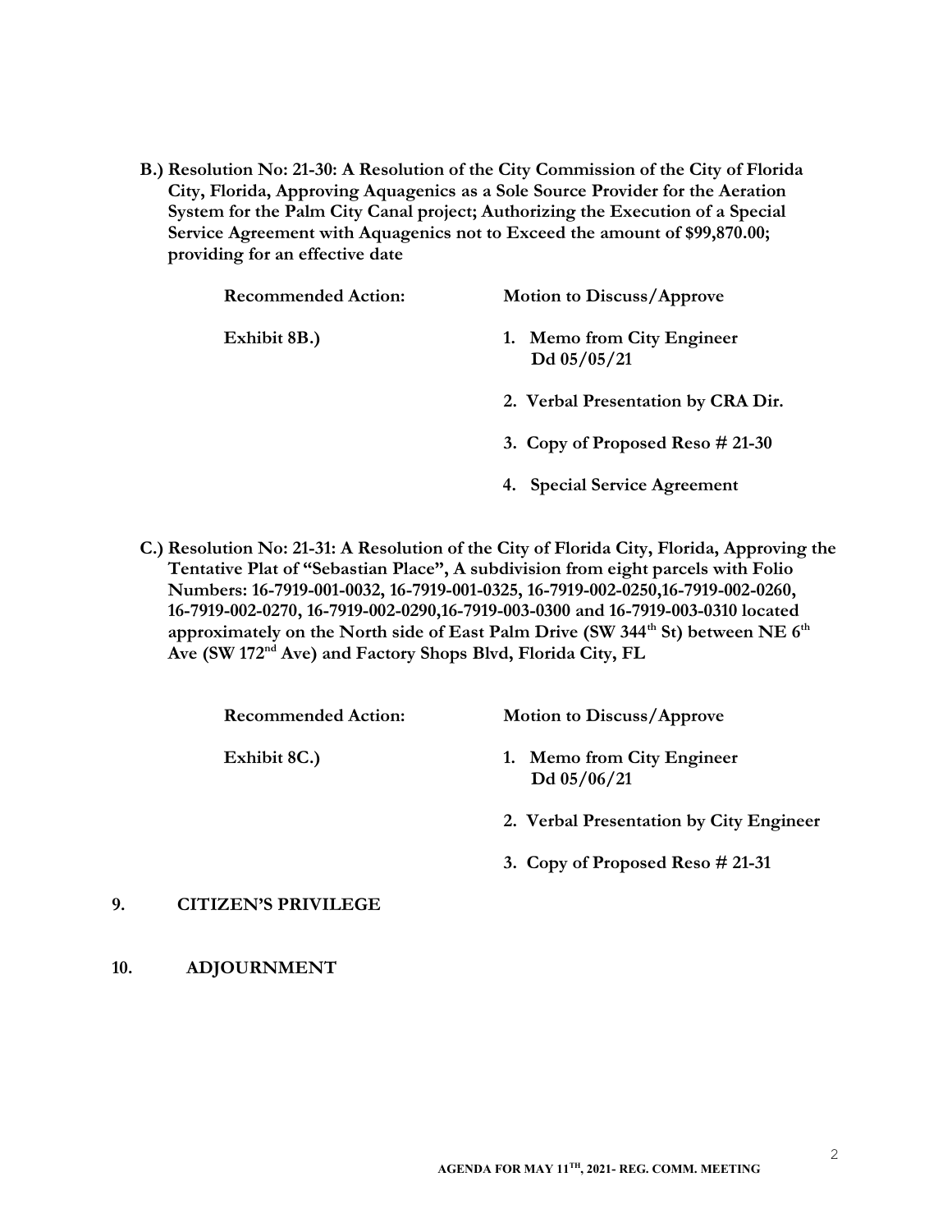**B.) Resolution No: 21-30: A Resolution of the City Commission of the City of Florida City, Florida, Approving Aquagenics as a Sole Source Provider for the Aeration System for the Palm City Canal project; Authorizing the Execution of a Special Service Agreement with Aquagenics not to Exceed the amount of $99,870.00; providing for an effective date**

**Recommended Action:** **Motion to Discuss/Approve**

**Exhibit 8B.)**

1. **Memo from City Engineer Dd 05/05/21**
2. **Verbal Presentation by CRA Dir.**
3. **Copy of Proposed Reso # 21-30**
4. **Special Service Agreement**

**C.) Resolution No: 21-31: A Resolution of the City of Florida City, Florida, Approving the Tentative Plat of "Sebastian Place", A subdivision from eight parcels with Folio Numbers: 16-7919-001-0032, 16-7919-001-0325, 16-7919-002-0250,16-7919-002-0260, 16-7919-002-0270, 16-7919-002-0290,16-7919-003-0300 and 16-7919-003-0310 located approximately on the North side of East Palm Drive (SW 344th St) between NE 6th Ave (SW 172nd Ave) and Factory Shops Blvd, Florida City, FL**

**Recommended Action:** **Motion to Discuss/Approve**

**Exhibit 8C.)**

1. **Memo from City Engineer Dd 05/06/21**
2. **Verbal Presentation by City Engineer**
3. **Copy of Proposed Reso # 21-31**

## 9. CITIZEN'S PRIVILEGE

## 10. ADJOURNMENT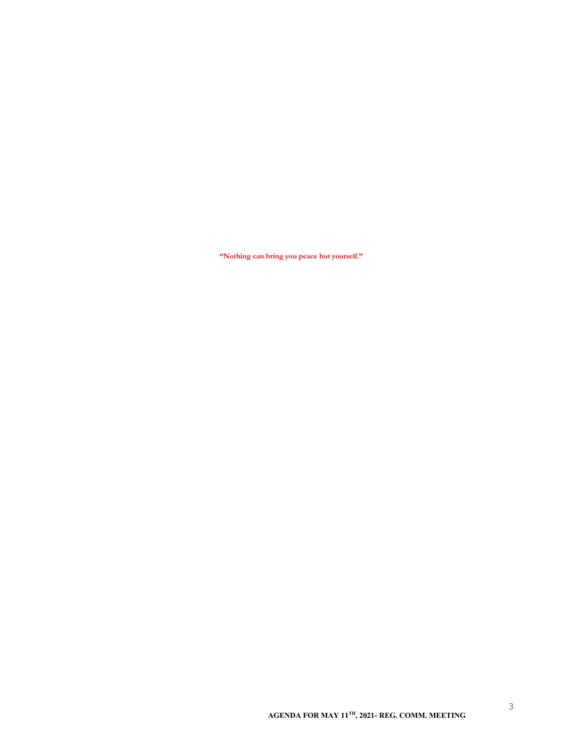**"Nothing can bring you peace but yourself."**